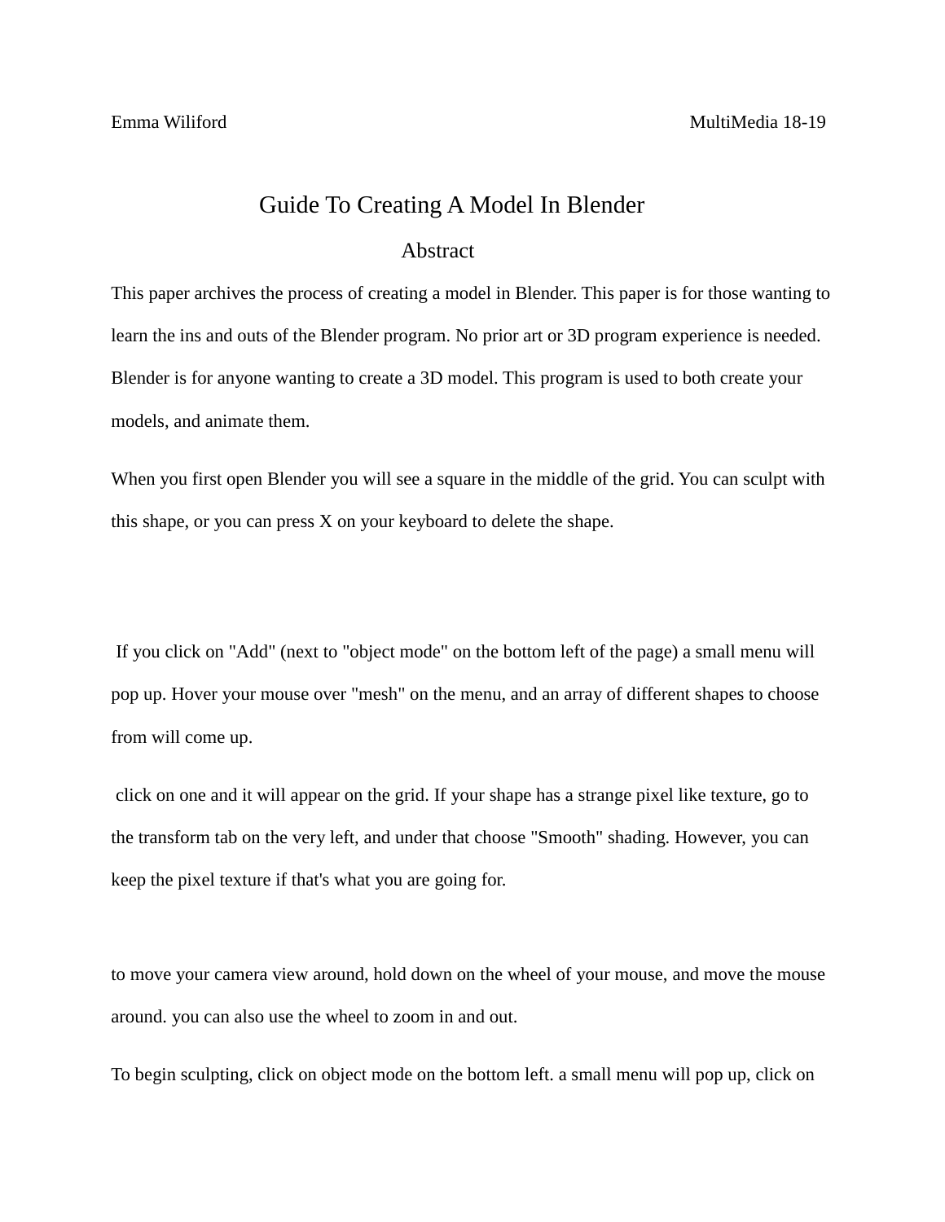Emma Wiliford MultiMedia 18-19

# Guide To Creating A Model In Blender

## Abstract

This paper archives the process of creating a model in Blender. This paper is for those wanting to learn the ins and outs of the Blender program. No prior art or 3D program experience is needed. Blender is for anyone wanting to create a 3D model. This program is used to both create your models, and animate them.

When you first open Blender you will see a square in the middle of the grid. You can sculpt with this shape, or you can press X on your keyboard to delete the shape.

If you click on "Add" (next to "object mode" on the bottom left of the page) a small menu will pop up. Hover your mouse over "mesh" on the menu, and an array of different shapes to choose from will come up.

click on one and it will appear on the grid. If your shape has a strange pixel like texture, go to the transform tab on the very left, and under that choose "Smooth" shading. However, you can keep the pixel texture if that's what you are going for.

to move your camera view around, hold down on the wheel of your mouse, and move the mouse around. you can also use the wheel to zoom in and out.

To begin sculpting, click on object mode on the bottom left. a small menu will pop up, click on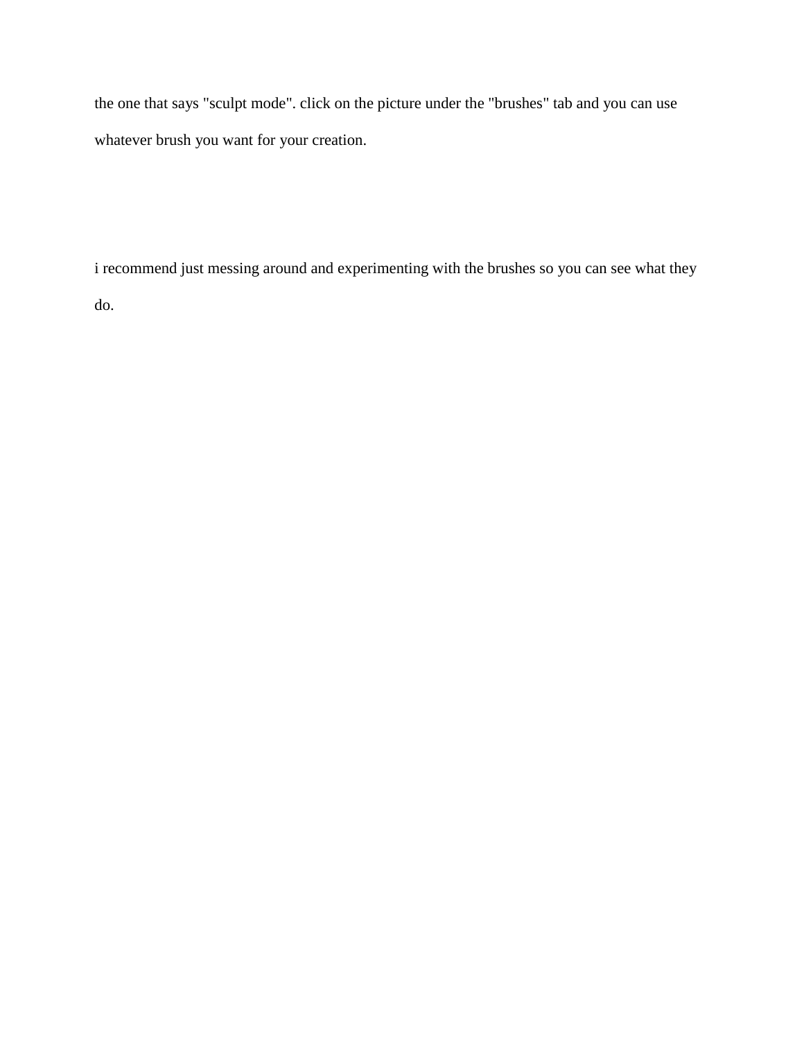the one that says "sculpt mode". click on the picture under the "brushes" tab and you can use whatever brush you want for your creation.

i recommend just messing around and experimenting with the brushes so you can see what they do.